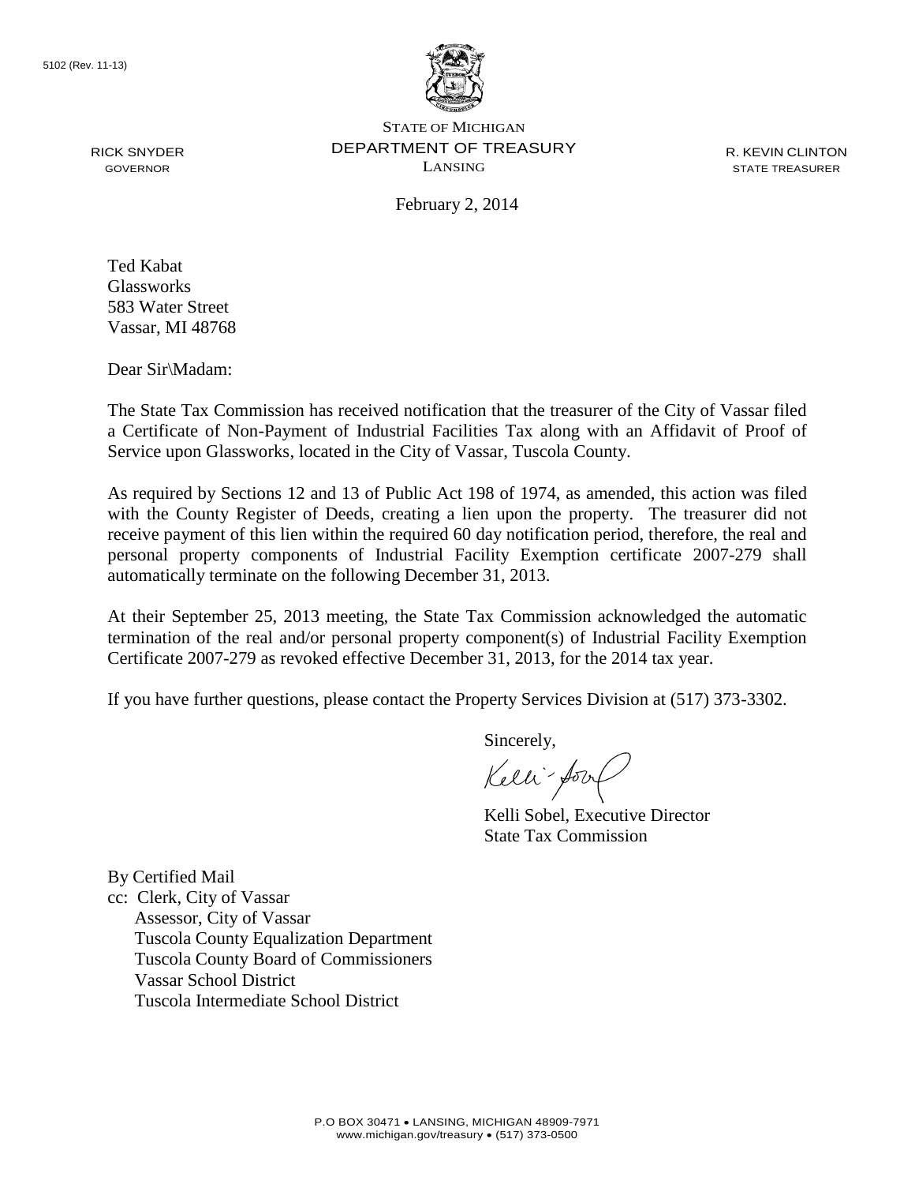5102 (Rev. 11-13)

STATE OF MICHIGAN
DEPARTMENT OF TREASURY
LANSING

RICK SNYDER
GOVERNOR

R. KEVIN CLINTON
STATE TREASURER

February 2, 2014

Ted Kabat
Glassworks
583 Water Street
Vassar, MI 48768

Dear Sir\Madam:

The State Tax Commission has received notification that the treasurer of the City of Vassar filed a Certificate of Non-Payment of Industrial Facilities Tax along with an Affidavit of Proof of Service upon Glassworks, located in the City of Vassar, Tuscola County.

As required by Sections 12 and 13 of Public Act 198 of 1974, as amended, this action was filed with the County Register of Deeds, creating a lien upon the property. The treasurer did not receive payment of this lien within the required 60 day notification period, therefore, the real and personal property components of Industrial Facility Exemption certificate 2007-279 shall automatically terminate on the following December 31, 2013.

At their September 25, 2013 meeting, the State Tax Commission acknowledged the automatic termination of the real and/or personal property component(s) of Industrial Facility Exemption Certificate 2007-279 as revoked effective December 31, 2013, for the 2014 tax year.

If you have further questions, please contact the Property Services Division at (517) 373-3302.

Sincerely,

Kelli Sobel, Executive Director
State Tax Commission

By Certified Mail
cc: Clerk, City of Vassar
Assessor, City of Vassar
Tuscola County Equalization Department
Tuscola County Board of Commissioners
Vassar School District
Tuscola Intermediate School District

P.O BOX 30471 • LANSING, MICHIGAN 48909-7971
www.michigan.gov/treasury • (517) 373-0500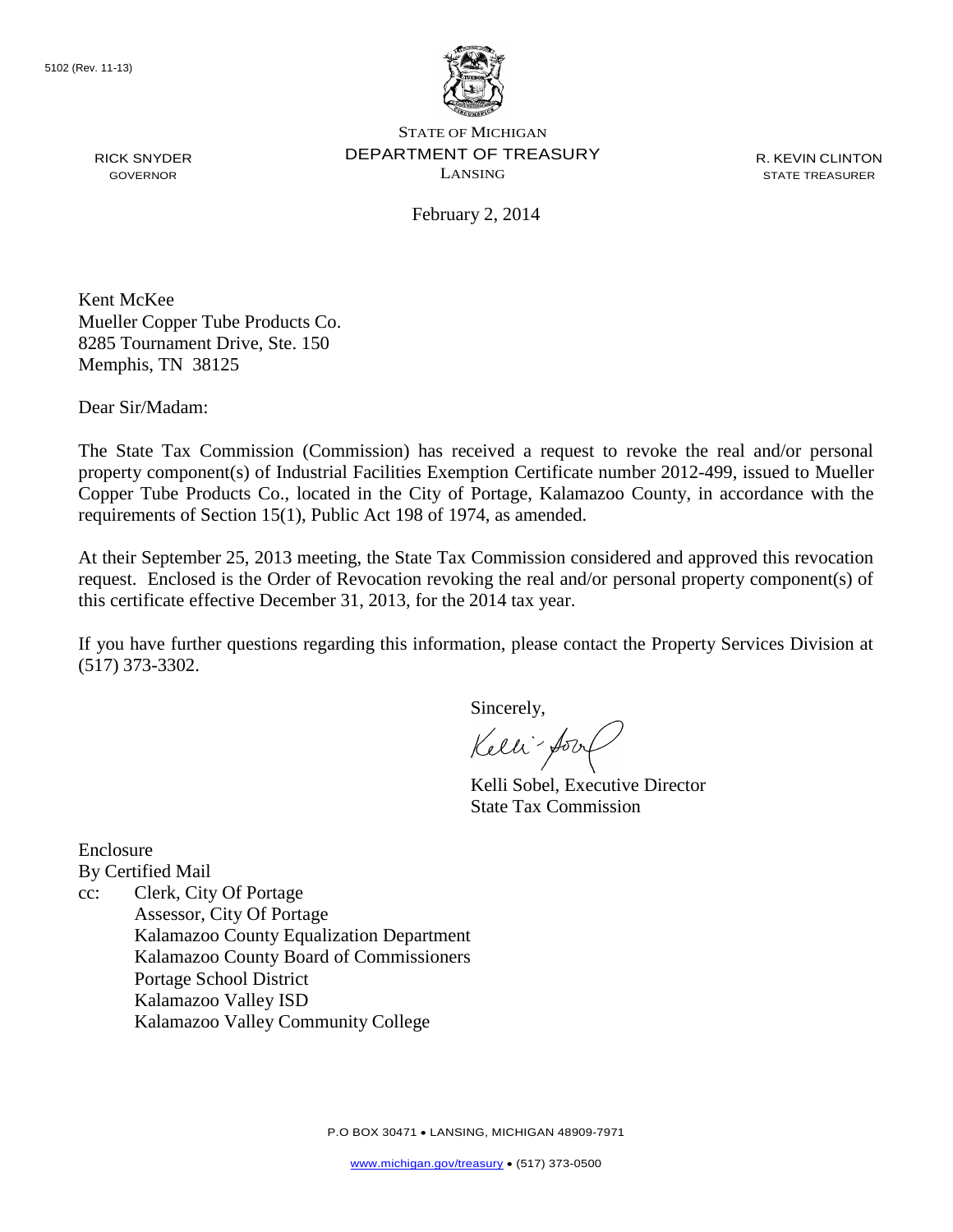5102 (Rev. 11-13)

STATE OF MICHIGAN
DEPARTMENT OF TREASURY
LANSING

RICK SNYDER
GOVERNOR

R. KEVIN CLINTON
STATE TREASURER

February 2, 2014

Kent McKee
Mueller Copper Tube Products Co.
8285 Tournament Drive, Ste. 150
Memphis, TN 38125

Dear Sir/Madam:

The State Tax Commission (Commission) has received a request to revoke the real and/or personal property component(s) of Industrial Facilities Exemption Certificate number 2012-499, issued to Mueller Copper Tube Products Co., located in the City of Portage, Kalamazoo County, in accordance with the requirements of Section 15(1), Public Act 198 of 1974, as amended.

At their September 25, 2013 meeting, the State Tax Commission considered and approved this revocation request. Enclosed is the Order of Revocation revoking the real and/or personal property component(s) of this certificate effective December 31, 2013, for the 2014 tax year.

If you have further questions regarding this information, please contact the Property Services Division at (517) 373-3302.

Sincerely,

Kelli Sobel, Executive Director
State Tax Commission

Enclosure
By Certified Mail
cc: Clerk, City Of Portage
Assessor, City Of Portage
Kalamazoo County Equalization Department
Kalamazoo County Board of Commissioners
Portage School District
Kalamazoo Valley ISD
Kalamazoo Valley Community College

P.O BOX 30471 • LANSING, MICHIGAN 48909-7971
www.michigan.gov/treasury • (517) 373-0500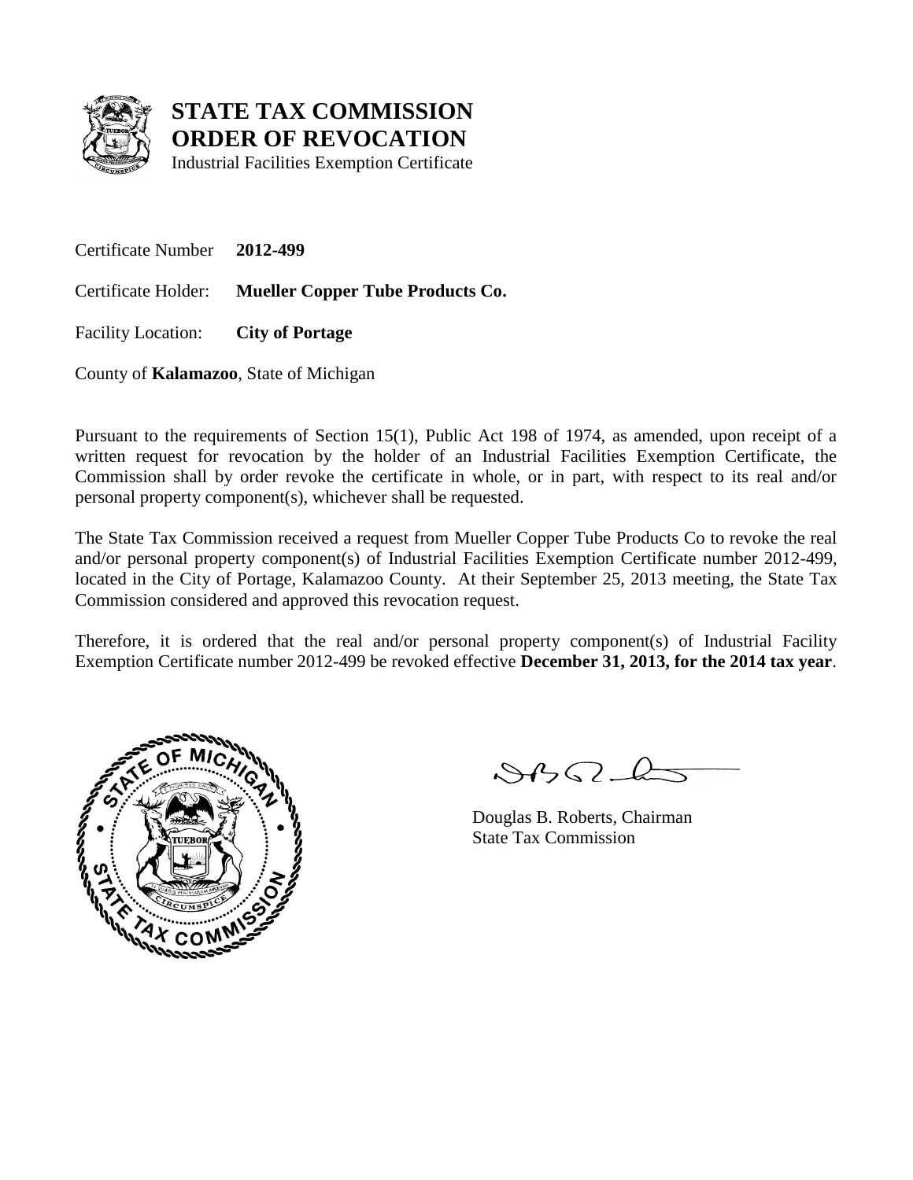# STATE TAX COMMISSION
# ORDER OF REVOCATION

Industrial Facilities Exemption Certificate

Certificate Number **2012-499**

Certificate Holder: **Mueller Copper Tube Products Co.**

Facility Location: **City of Portage**

County of **Kalamazoo**, State of Michigan

Pursuant to the requirements of Section 15(1), Public Act 198 of 1974, as amended, upon receipt of a written request for revocation by the holder of an Industrial Facilities Exemption Certificate, the Commission shall by order revoke the certificate in whole, or in part, with respect to its real and/or personal property component(s), whichever shall be requested.

The State Tax Commission received a request from Mueller Copper Tube Products Co to revoke the real and/or personal property component(s) of Industrial Facilities Exemption Certificate number 2012-499, located in the City of Portage, Kalamazoo County. At their September 25, 2013 meeting, the State Tax Commission considered and approved this revocation request.

Therefore, it is ordered that the real and/or personal property component(s) of Industrial Facility Exemption Certificate number 2012-499 be revoked effective **December 31, 2013, for the 2014 tax year**.

Douglas B. Roberts, Chairman
State Tax Commission